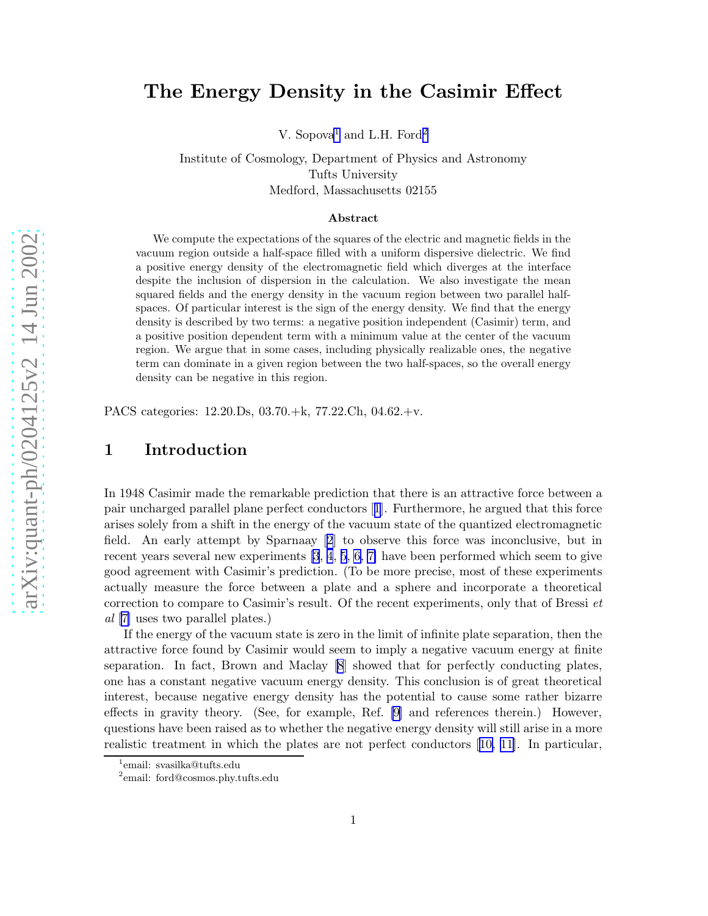# The Energy Density in the Casimir Effect

V. Sopova[1] and L.H. Ford[2]

Institute of Cosmology, Department of Physics and Astronomy
Tufts University
Medford, Massachusetts 02155

### Abstract

We compute the expectations of the squares of the electric and magnetic fields in the vacuum region outside a half-space filled with a uniform dispersive dielectric. We find a positive energy density of the electromagnetic field which diverges at the interface despite the inclusion of dispersion in the calculation. We also investigate the mean squared fields and the energy density in the vacuum region between two parallel half-spaces. Of particular interest is the sign of the energy density. We find that the energy density is described by two terms: a negative position independent (Casimir) term, and a positive position dependent term with a minimum value at the center of the vacuum region. We argue that in some cases, including physically realizable ones, the negative term can dominate in a given region between the two half-spaces, so the overall energy density can be negative in this region.

PACS categories: 12.20.Ds, 03.70.+k, 77.22.Ch, 04.62.+v.

## 1 Introduction

In 1948 Casimir made the remarkable prediction that there is an attractive force between a pair uncharged parallel plane perfect conductors [1]. Furthermore, he argued that this force arises solely from a shift in the energy of the vacuum state of the quantized electromagnetic field. An early attempt by Sparnaay [2] to observe this force was inconclusive, but in recent years several new experiments [3, 4, 5, 6, 7] have been performed which seem to give good agreement with Casimir's prediction. (To be more precise, most of these experiments actually measure the force between a plate and a sphere and incorporate a theoretical correction to compare to Casimir's result. Of the recent experiments, only that of Bressi *et al* [7] uses two parallel plates.)

If the energy of the vacuum state is zero in the limit of infinite plate separation, then the attractive force found by Casimir would seem to imply a negative vacuum energy at finite separation. In fact, Brown and Maclay [8] showed that for perfectly conducting plates, one has a constant negative vacuum energy density. This conclusion is of great theoretical interest, because negative energy density has the potential to cause some rather bizarre effects in gravity theory. (See, for example, Ref. [9] and references therein.) However, questions have been raised as to whether the negative energy density will still arise in a more realistic treatment in which the plates are not perfect conductors [10, 11]. In particular,

[1] email: svasilka@tufts.edu

[2] email: ford@cosmos.phy.tufts.edu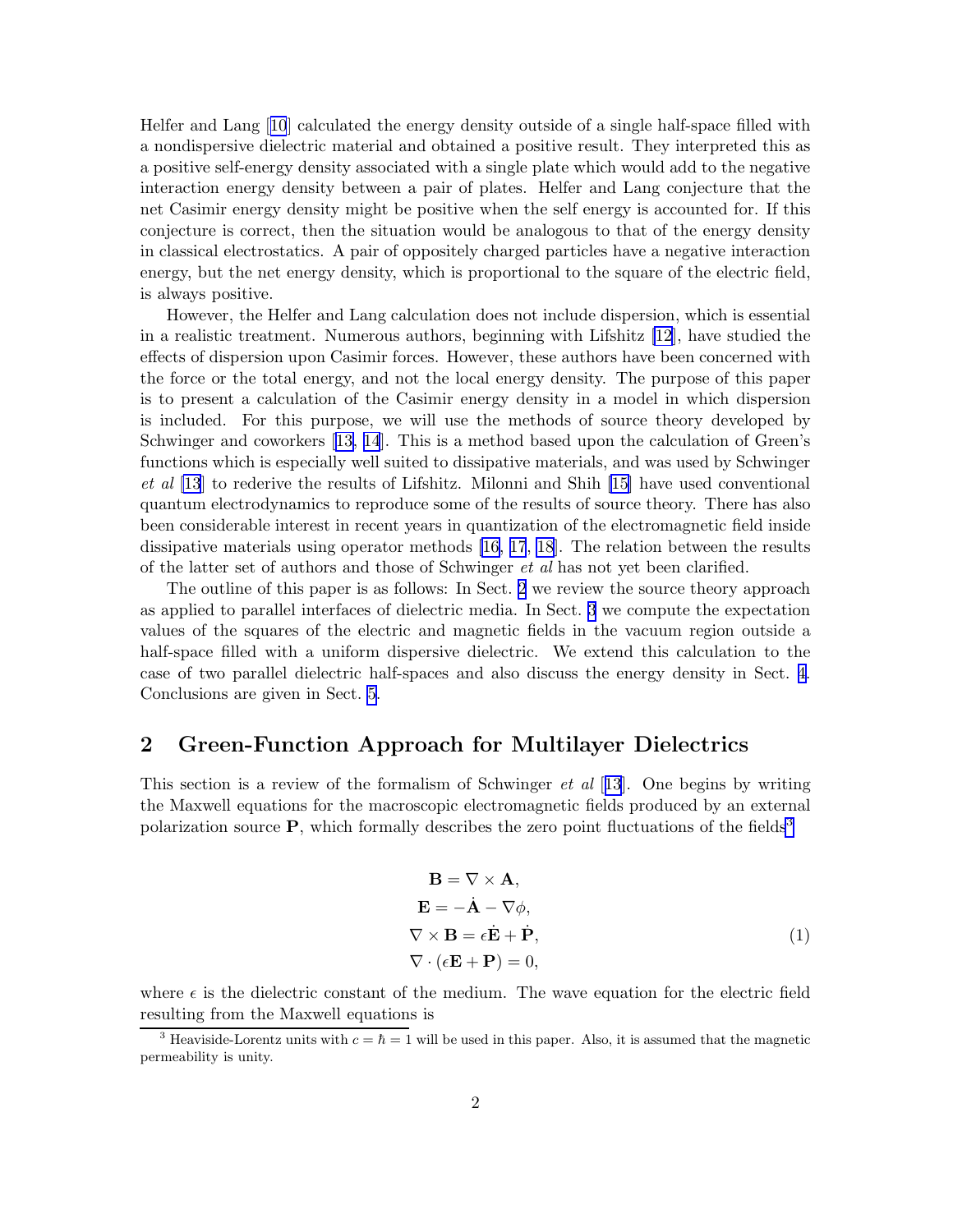Helfer and Lang [10] calculated the energy density outside of a single half-space filled with a nondispersive dielectric material and obtained a positive result. They interpreted this as a positive self-energy density associated with a single plate which would add to the negative interaction energy density between a pair of plates. Helfer and Lang conjecture that the net Casimir energy density might be positive when the self energy is accounted for. If this conjecture is correct, then the situation would be analogous to that of the energy density in classical electrostatics. A pair of oppositely charged particles have a negative interaction energy, but the net energy density, which is proportional to the square of the electric field, is always positive.

However, the Helfer and Lang calculation does not include dispersion, which is essential in a realistic treatment. Numerous authors, beginning with Lifshitz [12], have studied the effects of dispersion upon Casimir forces. However, these authors have been concerned with the force or the total energy, and not the local energy density. The purpose of this paper is to present a calculation of the Casimir energy density in a model in which dispersion is included. For this purpose, we will use the methods of source theory developed by Schwinger and coworkers [13, 14]. This is a method based upon the calculation of Green's functions which is especially well suited to dissipative materials, and was used by Schwinger *et al* [13] to rederive the results of Lifshitz. Milonni and Shih [15] have used conventional quantum electrodynamics to reproduce some of the results of source theory. There has also been considerable interest in recent years in quantization of the electromagnetic field inside dissipative materials using operator methods [16, 17, 18]. The relation between the results of the latter set of authors and those of Schwinger *et al* has not yet been clarified.

The outline of this paper is as follows: In Sect. 2 we review the source theory approach as applied to parallel interfaces of dielectric media. In Sect. 3 we compute the expectation values of the squares of the electric and magnetic fields in the vacuum region outside a half-space filled with a uniform dispersive dielectric. We extend this calculation to the case of two parallel dielectric half-spaces and also discuss the energy density in Sect. 4. Conclusions are given in Sect. 5.

## 2 Green-Function Approach for Multilayer Dielectrics

This section is a review of the formalism of Schwinger *et al* [13]. One begins by writing the Maxwell equations for the macroscopic electromagnetic fields produced by an external polarization source $\mathbf{P}$, which formally describes the zero point fluctuations of the fields[3]

$$
\begin{aligned}
\mathbf{B} &= \nabla \times \mathbf{A}, \\
\mathbf{E} &= -\dot{\mathbf{A}} - \nabla \phi, \\
\nabla \times \mathbf{B} &= \epsilon \dot{\mathbf{E}} + \dot{\mathbf{P}}, \\
\nabla \cdot (\epsilon \mathbf{E} + \mathbf{P}) &= 0,
\end{aligned}
\tag{1}
$$

where $\epsilon$ is the dielectric constant of the medium. The wave equation for the electric field resulting from the Maxwell equations is

[3] Heaviside-Lorentz units with $c = \hbar = 1$ will be used in this paper. Also, it is assumed that the magnetic permeability is unity.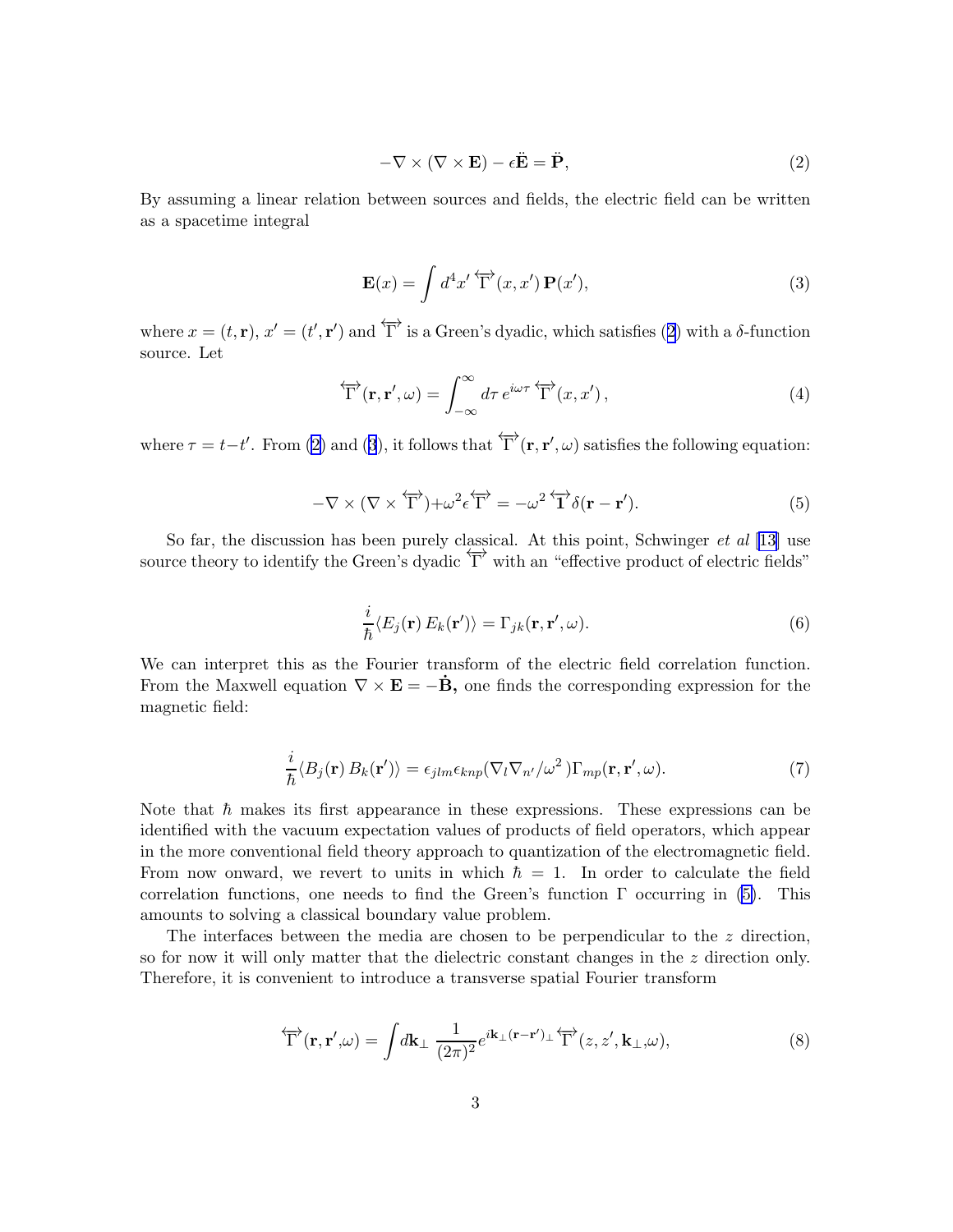$$-\nabla \times (\nabla \times \mathbf{E}) - \epsilon \ddot{\mathbf{E}} = \ddot{\mathbf{P}}, \tag{2}$$

By assuming a linear relation between sources and fields, the electric field can be written as a spacetime integral

$$\mathbf{E}(x) = \int d^4x' \, \overleftrightarrow{\Gamma}(x, x') \, \mathbf{P}(x'), \tag{3}$$

where $x = (t, \mathbf{r})$, $x' = (t', \mathbf{r}')$ and $\overleftrightarrow{\Gamma}$ is a Green's dyadic, which satisfies (2) with a $\delta$-function source. Let

$$\overleftrightarrow{\Gamma}(\mathbf{r}, \mathbf{r}', \omega) = \int_{-\infty}^{\infty} d\tau \, e^{i\omega\tau} \, \overleftrightarrow{\Gamma}(x, x') \,, \tag{4}$$

where $\tau = t - t'$. From (2) and (3), it follows that $\overleftrightarrow{\Gamma}(\mathbf{r}, \mathbf{r}', \omega)$ satisfies the following equation:

$$-\nabla \times (\nabla \times \overleftrightarrow{\Gamma}) + \omega^2 \epsilon \overleftrightarrow{\Gamma} = -\omega^2 \, \overleftrightarrow{\mathbf{1}} \, \delta(\mathbf{r} - \mathbf{r}'). \tag{5}$$

So far, the discussion has been purely classical. At this point, Schwinger *et al* [13] use source theory to identify the Green's dyadic $\overleftrightarrow{\Gamma}$ with an "effective product of electric fields"

$$\frac{i}{\hbar} \langle E_j(\mathbf{r}) \, E_k(\mathbf{r}') \rangle = \Gamma_{jk}(\mathbf{r}, \mathbf{r}', \omega). \tag{6}$$

We can interpret this as the Fourier transform of the electric field correlation function. From the Maxwell equation $\nabla \times \mathbf{E} = -\dot{\mathbf{B}}$, one finds the corresponding expression for the magnetic field:

$$\frac{i}{\hbar} \langle B_j(\mathbf{r}) \, B_k(\mathbf{r}') \rangle = \epsilon_{jlm} \epsilon_{knp} (\nabla_l \nabla_{n'} / \omega^2) \Gamma_{mp}(\mathbf{r}, \mathbf{r}', \omega). \tag{7}$$

Note that $\hbar$ makes its first appearance in these expressions. These expressions can be identified with the vacuum expectation values of products of field operators, which appear in the more conventional field theory approach to quantization of the electromagnetic field. From now onward, we revert to units in which $\hbar = 1$. In order to calculate the field correlation functions, one needs to find the Green's function $\Gamma$ occurring in (5). This amounts to solving a classical boundary value problem.

The interfaces between the media are chosen to be perpendicular to the $z$ direction, so for now it will only matter that the dielectric constant changes in the $z$ direction only. Therefore, it is convenient to introduce a transverse spatial Fourier transform

$$\overleftrightarrow{\Gamma}(\mathbf{r}, \mathbf{r}', \omega) = \int d\mathbf{k}_\perp \, \frac{1}{(2\pi)^2} e^{i\mathbf{k}_\perp (\mathbf{r} - \mathbf{r}')_\perp} \overleftrightarrow{\Gamma}(z, z', \mathbf{k}_\perp, \omega), \tag{8}$$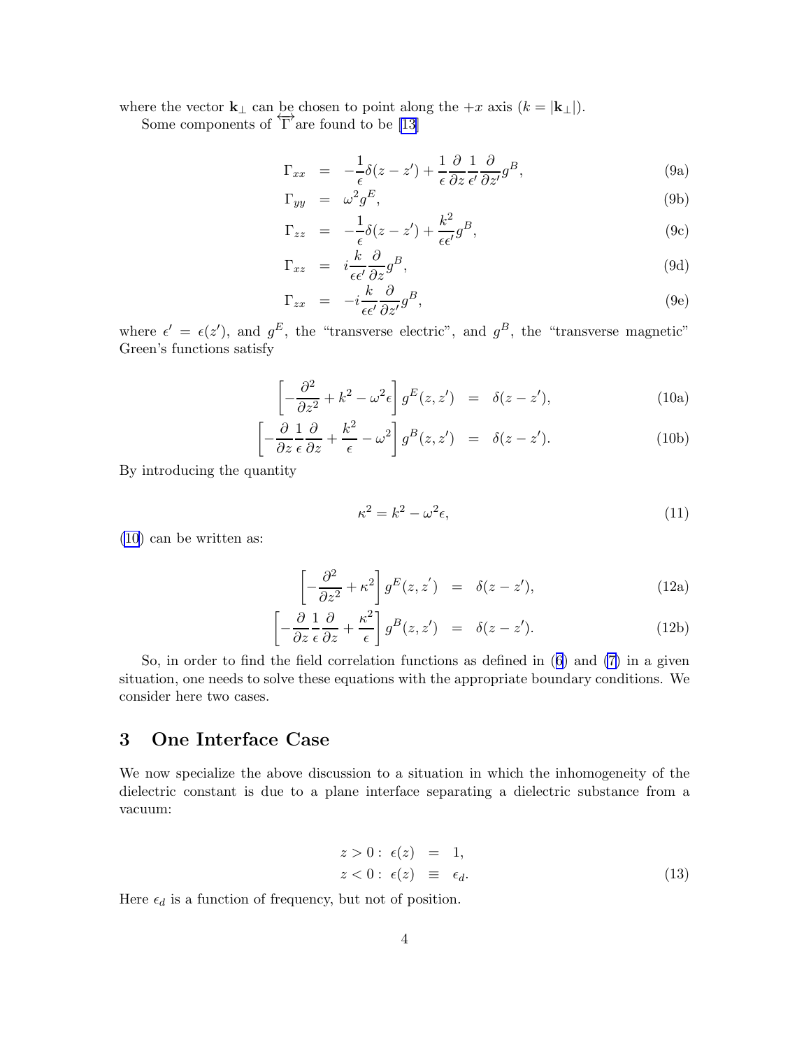where the vector $\mathbf{k}_\perp$ can be chosen to point along the $+x$ axis ($k = |\mathbf{k}_\perp|$).

Some components of $\overleftrightarrow{\Gamma}$ are found to be [13]

$$
\begin{aligned}
\Gamma_{xx} &= -\frac{1}{\epsilon}\delta(z-z') + \frac{1}{\epsilon}\frac{\partial}{\partial z}\frac{1}{\epsilon'}\frac{\partial}{\partial z'}g^B, && \text{(9a)}\\
\Gamma_{yy} &= \omega^2 g^E, && \text{(9b)}\\
\Gamma_{zz} &= -\frac{1}{\epsilon}\delta(z-z') + \frac{k^2}{\epsilon\epsilon'}g^B, && \text{(9c)}\\
\Gamma_{xz} &= i\frac{k}{\epsilon\epsilon'}\frac{\partial}{\partial z}g^B, && \text{(9d)}\\
\Gamma_{zx} &= -i\frac{k}{\epsilon\epsilon'}\frac{\partial}{\partial z'}g^B, && \text{(9e)}
\end{aligned}
$$

where $\epsilon' = \epsilon(z')$, and $g^E$, the "transverse electric", and $g^B$, the "transverse magnetic" Green's functions satisfy

$$
\begin{aligned}
\left[-\frac{\partial^2}{\partial z^2} + k^2 - \omega^2\epsilon\right] g^E(z,z') &= \delta(z-z'), && \text{(10a)}\\
\left[-\frac{\partial}{\partial z}\frac{1}{\epsilon}\frac{\partial}{\partial z} + \frac{k^2}{\epsilon} - \omega^2\right] g^B(z,z') &= \delta(z-z'). && \text{(10b)}
\end{aligned}
$$

By introducing the quantity

$$
\kappa^2 = k^2 - \omega^2\epsilon, \tag{11}
$$

(10) can be written as:

$$
\begin{aligned}
\left[-\frac{\partial^2}{\partial z^2} + \kappa^2\right] g^E(z,z') &= \delta(z-z'), && \text{(12a)}\\
\left[-\frac{\partial}{\partial z}\frac{1}{\epsilon}\frac{\partial}{\partial z} + \frac{\kappa^2}{\epsilon}\right] g^B(z,z') &= \delta(z-z'). && \text{(12b)}
\end{aligned}
$$

So, in order to find the field correlation functions as defined in (6) and (7) in a given situation, one needs to solve these equations with the appropriate boundary conditions. We consider here two cases.

## 3 One Interface Case

We now specialize the above discussion to a situation in which the inhomogeneity of the dielectric constant is due to a plane interface separating a dielectric substance from a vacuum:

$$
\begin{aligned}
z > 0:\ \epsilon(z) &= 1,\\
z < 0:\ \epsilon(z) &\equiv \epsilon_d.
\end{aligned} \tag{13}
$$

Here $\epsilon_d$ is a function of frequency, but not of position.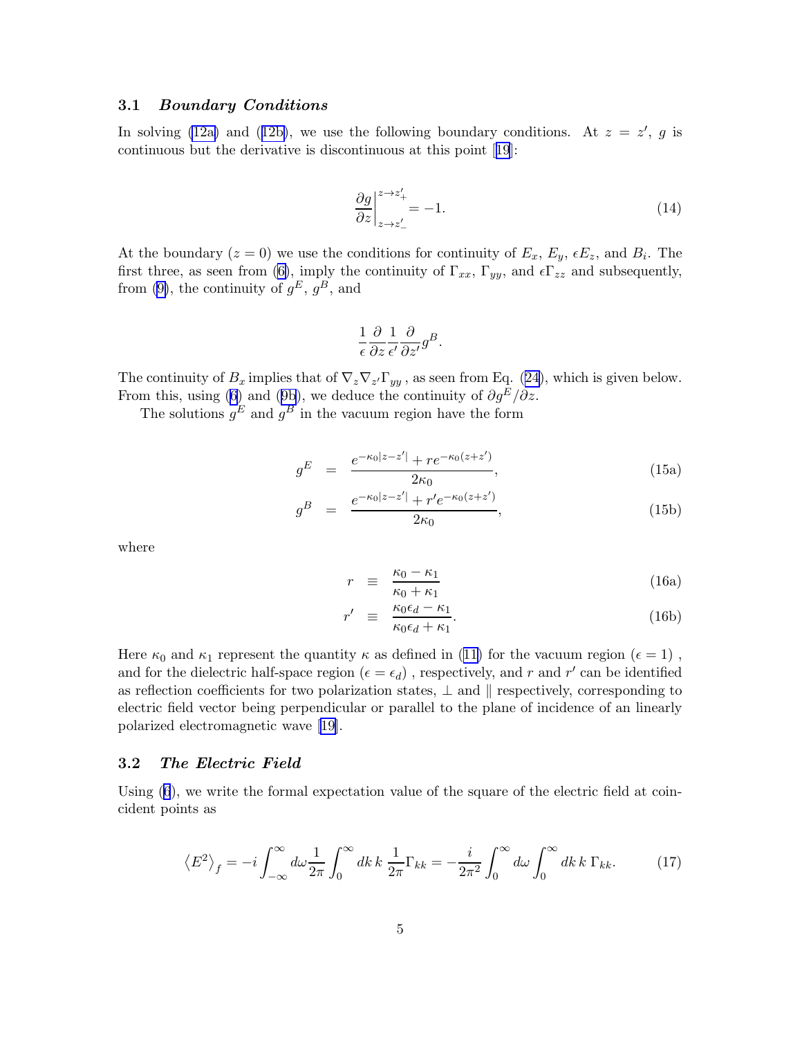### 3.1 *Boundary Conditions*

In solving (12a) and (12b), we use the following boundary conditions. At $z = z'$, $g$ is continuous but the derivative is discontinuous at this point [19]:

$$\left.\frac{\partial g}{\partial z}\right|_{z\to z'_-}^{z\to z'_+} = -1. \tag{14}$$

At the boundary ($z = 0$) we use the conditions for continuity of $E_x$, $E_y$, $\epsilon E_z$, and $B_i$. The first three, as seen from (6), imply the continuity of $\Gamma_{xx}$, $\Gamma_{yy}$, and $\epsilon\Gamma_{zz}$ and subsequently, from (9), the continuity of $g^E$, $g^B$, and

$$\frac{1}{\epsilon}\frac{\partial}{\partial z}\frac{1}{\epsilon'}\frac{\partial}{\partial z'}g^B.$$

The continuity of $B_x$ implies that of $\nabla_z\nabla_{z'}\Gamma_{yy}$ , as seen from Eq. (24), which is given below. From this, using (6) and (9b), we deduce the continuity of $\partial g^E/\partial z$.

The solutions $g^E$ and $g^B$ in the vacuum region have the form

$$g^E = \frac{e^{-\kappa_0|z-z'|} + re^{-\kappa_0(z+z')}}{2\kappa_0}, \tag{15a}$$

$$g^B = \frac{e^{-\kappa_0|z-z'|} + r'e^{-\kappa_0(z+z')}}{2\kappa_0}, \tag{15b}$$

where

$$r \equiv \frac{\kappa_0 - \kappa_1}{\kappa_0 + \kappa_1} \tag{16a}$$

$$r' \equiv \frac{\kappa_0\epsilon_d - \kappa_1}{\kappa_0\epsilon_d + \kappa_1}. \tag{16b}$$

Here $\kappa_0$ and $\kappa_1$ represent the quantity $\kappa$ as defined in (11) for the vacuum region ($\epsilon = 1$) , and for the dielectric half-space region ($\epsilon = \epsilon_d$) , respectively, and $r$ and $r'$ can be identified as reflection coefficients for two polarization states, $\perp$ and $\parallel$ respectively, corresponding to electric field vector being perpendicular or parallel to the plane of incidence of an linearly polarized electromagnetic wave [19].

### 3.2 *The Electric Field*

Using (6), we write the formal expectation value of the square of the electric field at coincident points as

$$\left\langle E^2\right\rangle_f = -i\int_{-\infty}^{\infty} d\omega\frac{1}{2\pi}\int_0^{\infty} dk\, k\,\frac{1}{2\pi}\Gamma_{kk} = -\frac{i}{2\pi^2}\int_0^{\infty} d\omega\int_0^{\infty} dk\, k\,\Gamma_{kk}. \tag{17}$$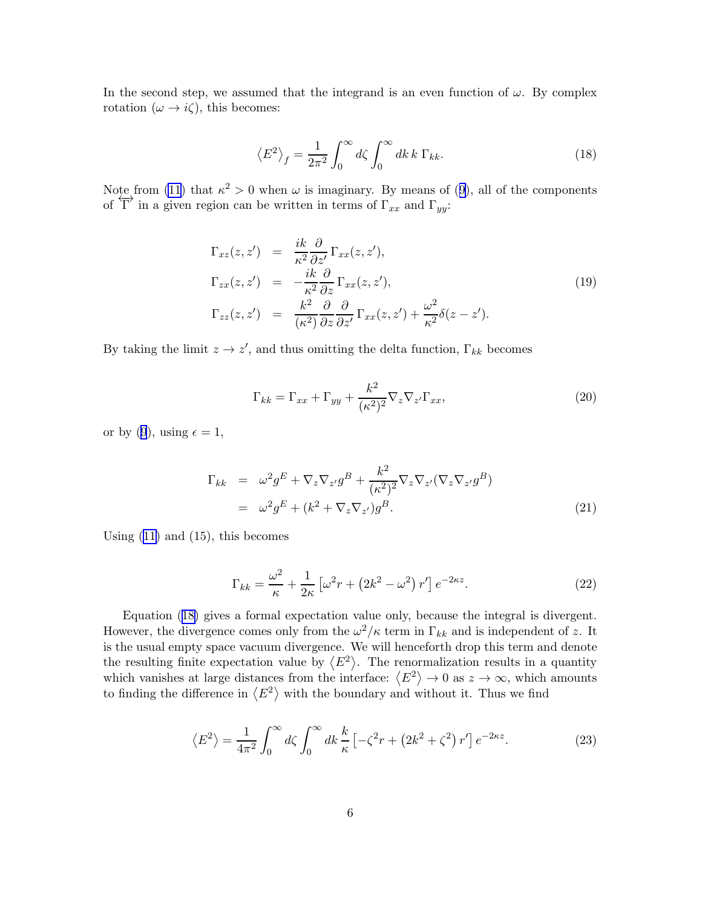In the second step, we assumed that the integrand is an even function of $\omega$. By complex rotation ($\omega \to i\zeta$), this becomes:

$$\left\langle E^2 \right\rangle_f = \frac{1}{2\pi^2} \int_0^\infty d\zeta \int_0^\infty dk\, k\, \Gamma_{kk}. \tag{18}$$

Note from (11) that $\kappa^2 > 0$ when $\omega$ is imaginary. By means of (9), all of the components of $\overleftrightarrow{\Gamma}$ in a given region can be written in terms of $\Gamma_{xx}$ and $\Gamma_{yy}$:

$$\begin{aligned}
\Gamma_{xz}(z,z') &= \frac{ik}{\kappa^2}\frac{\partial}{\partial z'}\Gamma_{xx}(z,z'), \\
\Gamma_{zx}(z,z') &= -\frac{ik}{\kappa^2}\frac{\partial}{\partial z}\Gamma_{xx}(z,z'), \\
\Gamma_{zz}(z,z') &= \frac{k^2}{(\kappa^2)}\frac{\partial}{\partial z}\frac{\partial}{\partial z'}\Gamma_{xx}(z,z') + \frac{\omega^2}{\kappa^2}\delta(z-z').
\end{aligned} \tag{19}$$

By taking the limit $z \to z'$, and thus omitting the delta function, $\Gamma_{kk}$ becomes

$$\Gamma_{kk} = \Gamma_{xx} + \Gamma_{yy} + \frac{k^2}{(\kappa^2)^2}\nabla_z \nabla_{z'}\Gamma_{xx}, \tag{20}$$

or by (9), using $\epsilon = 1$,

$$\begin{aligned}
\Gamma_{kk} &= \omega^2 g^E + \nabla_z \nabla_{z'} g^B + \frac{k^2}{(\kappa^2)^2}\nabla_z \nabla_{z'}(\nabla_z \nabla_{z'} g^B) \\
&= \omega^2 g^E + (k^2 + \nabla_z \nabla_{z'}) g^B.
\end{aligned} \tag{21}$$

Using (11) and (15), this becomes

$$\Gamma_{kk} = \frac{\omega^2}{\kappa} + \frac{1}{2\kappa}\left[\omega^2 r + \left(2k^2 - \omega^2\right) r'\right] e^{-2\kappa z}. \tag{22}$$

Equation (18) gives a formal expectation value only, because the integral is divergent. However, the divergence comes only from the $\omega^2/\kappa$ term in $\Gamma_{kk}$ and is independent of $z$. It is the usual empty space vacuum divergence. We will henceforth drop this term and denote the resulting finite expectation value by $\left\langle E^2 \right\rangle$. The renormalization results in a quantity which vanishes at large distances from the interface: $\left\langle E^2 \right\rangle \to 0$ as $z \to \infty$, which amounts to finding the difference in $\left\langle E^2 \right\rangle$ with the boundary and without it. Thus we find

$$\left\langle E^2 \right\rangle = \frac{1}{4\pi^2} \int_0^\infty d\zeta \int_0^\infty dk\, \frac{k}{\kappa}\left[-\zeta^2 r + \left(2k^2 + \zeta^2\right) r'\right] e^{-2\kappa z}. \tag{23}$$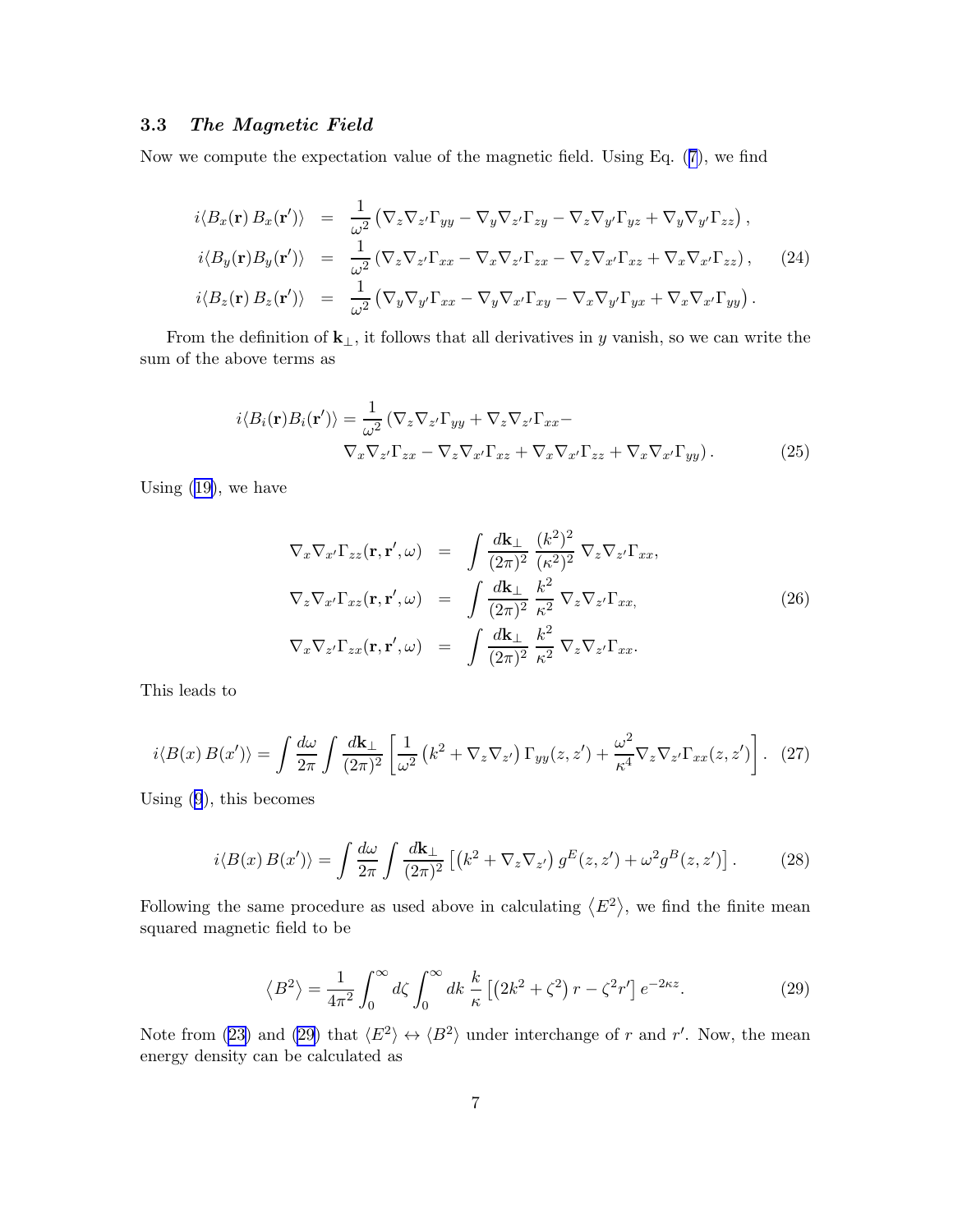### 3.3 *The Magnetic Field*

Now we compute the expectation value of the magnetic field. Using Eq. (7), we find

$$
\begin{aligned}
i\langle B_x(\mathbf{r})\,B_x(\mathbf{r}')\rangle &= \frac{1}{\omega^2}\left(\nabla_z\nabla_{z'}\Gamma_{yy} - \nabla_y\nabla_{z'}\Gamma_{zy} - \nabla_z\nabla_{y'}\Gamma_{yz} + \nabla_y\nabla_{y'}\Gamma_{zz}\right),\\
i\langle B_y(\mathbf{r})B_y(\mathbf{r}')\rangle &= \frac{1}{\omega^2}\left(\nabla_z\nabla_{z'}\Gamma_{xx} - \nabla_x\nabla_{z'}\Gamma_{zx} - \nabla_z\nabla_{x'}\Gamma_{xz} + \nabla_x\nabla_{x'}\Gamma_{zz}\right),\\
i\langle B_z(\mathbf{r})\,B_z(\mathbf{r}')\rangle &= \frac{1}{\omega^2}\left(\nabla_y\nabla_{y'}\Gamma_{xx} - \nabla_y\nabla_{x'}\Gamma_{xy} - \nabla_x\nabla_{y'}\Gamma_{yx} + \nabla_x\nabla_{x'}\Gamma_{yy}\right).
\end{aligned}
\tag{24}
$$

From the definition of $\mathbf{k}_\perp$, it follows that all derivatives in $y$ vanish, so we can write the sum of the above terms as

$$
\begin{aligned}
i\langle B_i(\mathbf{r})B_i(\mathbf{r}')\rangle = \frac{1}{\omega^2}\big(&\nabla_z\nabla_{z'}\Gamma_{yy} + \nabla_z\nabla_{z'}\Gamma_{xx} -\\
&\nabla_x\nabla_{z'}\Gamma_{zx} - \nabla_z\nabla_{x'}\Gamma_{xz} + \nabla_x\nabla_{x'}\Gamma_{zz} + \nabla_x\nabla_{x'}\Gamma_{yy}\big).
\end{aligned}
\tag{25}
$$

Using (19), we have

$$
\begin{aligned}
\nabla_x\nabla_{x'}\Gamma_{zz}(\mathbf{r},\mathbf{r}',\omega) &= \int \frac{d\mathbf{k}_\perp}{(2\pi)^2}\,\frac{(k^2)^2}{(\kappa^2)^2}\,\nabla_z\nabla_{z'}\Gamma_{xx},\\
\nabla_z\nabla_{x'}\Gamma_{xz}(\mathbf{r},\mathbf{r}',\omega) &= \int \frac{d\mathbf{k}_\perp}{(2\pi)^2}\,\frac{k^2}{\kappa^2}\,\nabla_z\nabla_{z'}\Gamma_{xx},\\
\nabla_x\nabla_{z'}\Gamma_{zx}(\mathbf{r},\mathbf{r}',\omega) &= \int \frac{d\mathbf{k}_\perp}{(2\pi)^2}\,\frac{k^2}{\kappa^2}\,\nabla_z\nabla_{z'}\Gamma_{xx}.
\end{aligned}
\tag{26}
$$

This leads to

$$
i\langle B(x)\,B(x')\rangle = \int\frac{d\omega}{2\pi}\int\frac{d\mathbf{k}_\perp}{(2\pi)^2}\left[\frac{1}{\omega^2}\left(k^2 + \nabla_z\nabla_{z'}\right)\Gamma_{yy}(z,z') + \frac{\omega^2}{\kappa^4}\nabla_z\nabla_{z'}\Gamma_{xx}(z,z')\right].
\tag{27}
$$

Using (9), this becomes

$$
i\langle B(x)\,B(x')\rangle = \int\frac{d\omega}{2\pi}\int\frac{d\mathbf{k}_\perp}{(2\pi)^2}\left[\left(k^2+\nabla_z\nabla_{z'}\right)g^E(z,z') + \omega^2 g^B(z,z')\right].
\tag{28}
$$

Following the same procedure as used above in calculating $\langle E^2\rangle$, we find the finite mean squared magnetic field to be

$$
\left\langle B^2\right\rangle = \frac{1}{4\pi^2}\int_0^\infty d\zeta\int_0^\infty dk\,\frac{k}{\kappa}\left[\left(2k^2+\zeta^2\right)r - \zeta^2 r'\right]e^{-2\kappa z}.
\tag{29}
$$

Note from (23) and (29) that $\langle E^2\rangle \leftrightarrow \langle B^2\rangle$ under interchange of $r$ and $r'$. Now, the mean energy density can be calculated as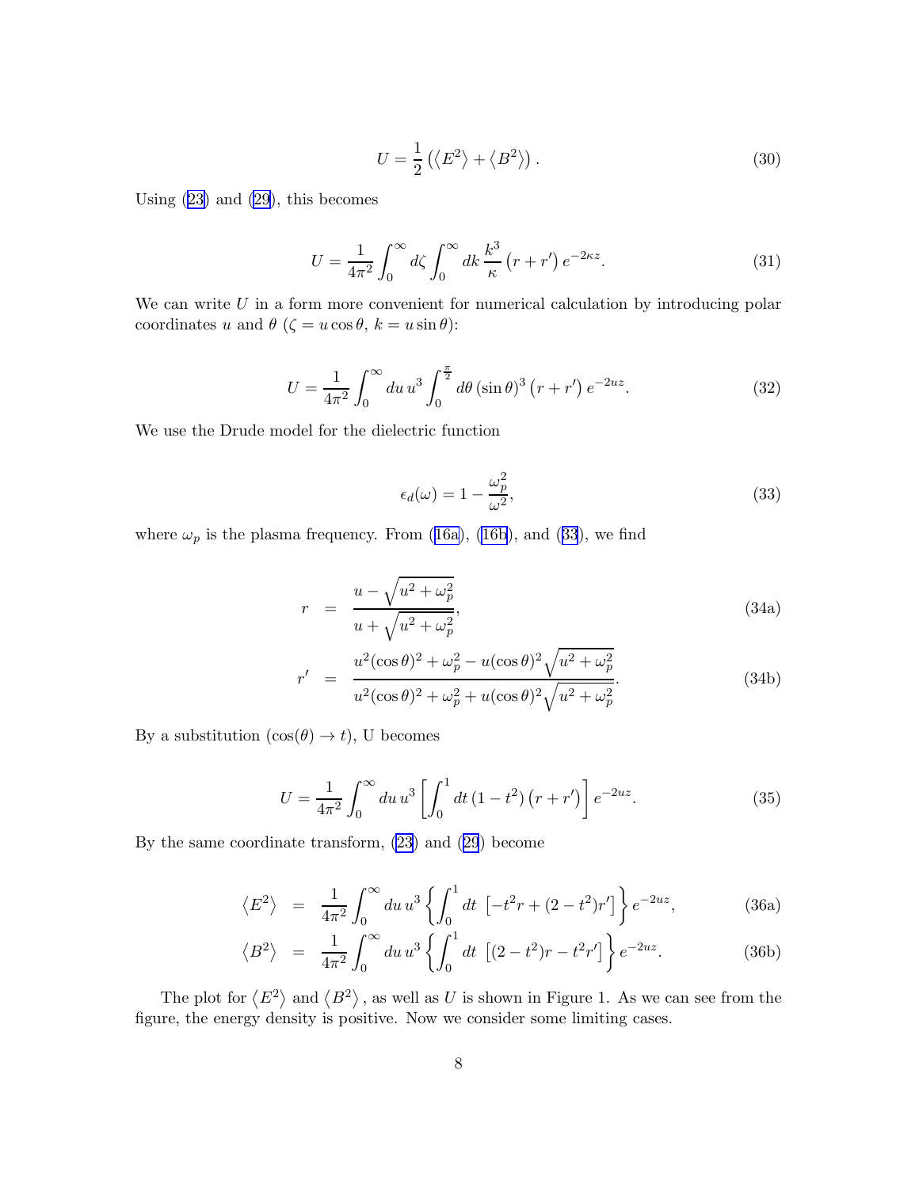$$U = \frac{1}{2}\left(\left\langle E^2 \right\rangle + \left\langle B^2 \right\rangle\right). \tag{30}$$

Using (23) and (29), this becomes

$$U = \frac{1}{4\pi^2}\int_0^\infty d\zeta \int_0^\infty dk\, \frac{k^3}{\kappa}\left(r + r'\right)e^{-2\kappa z}. \tag{31}$$

We can write $U$ in a form more convenient for numerical calculation by introducing polar coordinates $u$ and $\theta$ ($\zeta = u\cos\theta$, $k = u\sin\theta$):

$$U = \frac{1}{4\pi^2}\int_0^\infty du\, u^3 \int_0^{\frac{\pi}{2}} d\theta\, (\sin\theta)^3 \left(r + r'\right)e^{-2uz}. \tag{32}$$

We use the Drude model for the dielectric function

$$\epsilon_d(\omega) = 1 - \frac{\omega_p^2}{\omega^2}, \tag{33}$$

where $\omega_p$ is the plasma frequency. From (16a), (16b), and (33), we find

$$r = \frac{u - \sqrt{u^2 + \omega_p^2}}{u + \sqrt{u^2 + \omega_p^2}}, \tag{34a}$$

$$r' = \frac{u^2(\cos\theta)^2 + \omega_p^2 - u(\cos\theta)^2\sqrt{u^2 + \omega_p^2}}{u^2(\cos\theta)^2 + \omega_p^2 + u(\cos\theta)^2\sqrt{u^2 + \omega_p^2}}. \tag{34b}$$

By a substitution ($\cos(\theta) \to t$), U becomes

$$U = \frac{1}{4\pi^2}\int_0^\infty du\, u^3 \left[\int_0^1 dt\, (1 - t^2)\left(r + r'\right)\right]e^{-2uz}. \tag{35}$$

By the same coordinate transform, (23) and (29) become

$$\left\langle E^2 \right\rangle = \frac{1}{4\pi^2}\int_0^\infty du\, u^3 \left\{\int_0^1 dt\, \left[-t^2 r + (2 - t^2)r'\right]\right\}e^{-2uz}, \tag{36a}$$

$$\left\langle B^2 \right\rangle = \frac{1}{4\pi^2}\int_0^\infty du\, u^3 \left\{\int_0^1 dt\, \left[(2 - t^2)r - t^2 r'\right]\right\}e^{-2uz}. \tag{36b}$$

The plot for $\left\langle E^2 \right\rangle$ and $\left\langle B^2 \right\rangle$, as well as $U$ is shown in Figure 1. As we can see from the figure, the energy density is positive. Now we consider some limiting cases.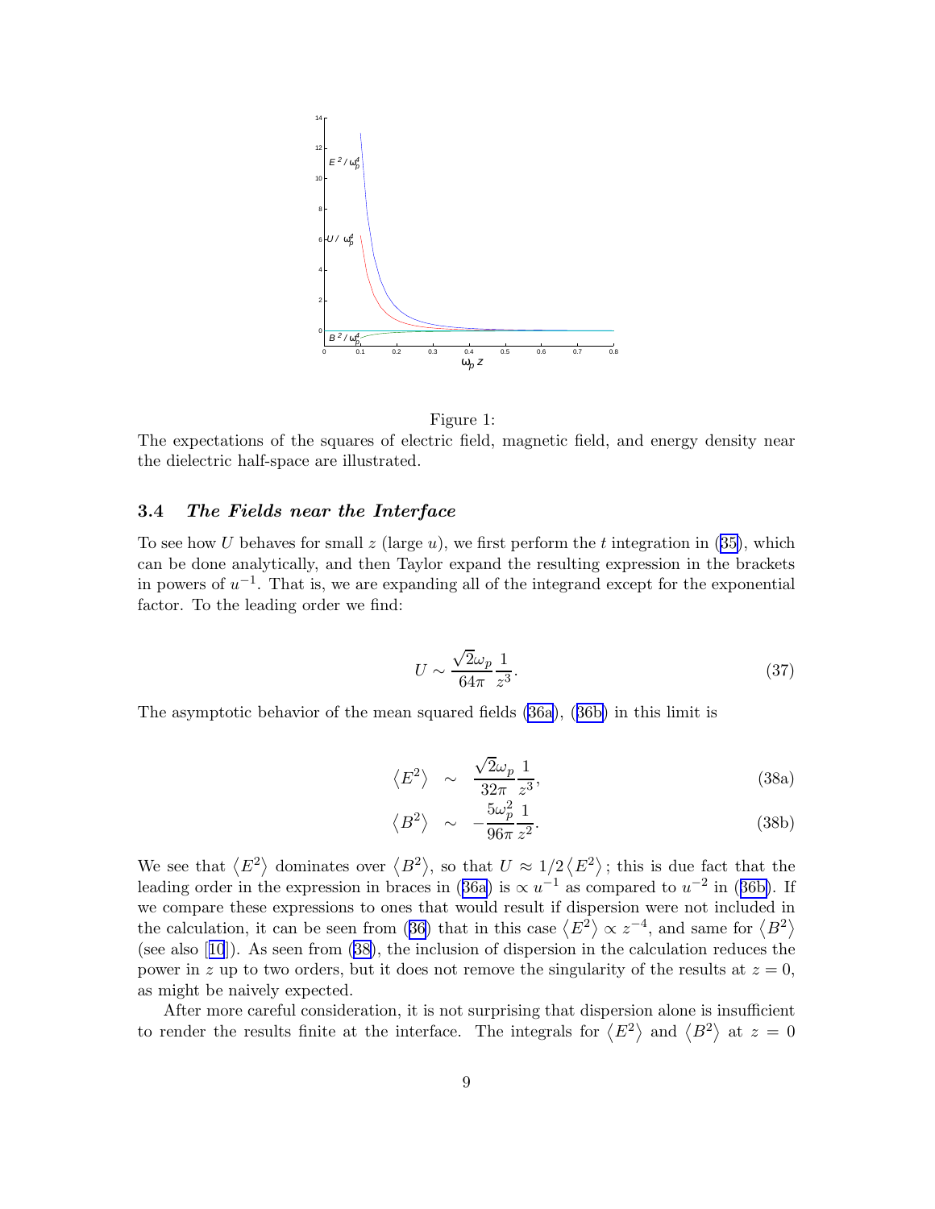Figure 1:
The expectations of the squares of electric field, magnetic field, and energy density near the dielectric half-space are illustrated.

### 3.4 *The Fields near the Interface*

To see how $U$ behaves for small $z$ (large $u$), we first perform the $t$ integration in (35), which can be done analytically, and then Taylor expand the resulting expression in the brackets in powers of $u^{-1}$. That is, we are expanding all of the integrand except for the exponential factor. To the leading order we find:

$$U \sim \frac{\sqrt{2}\omega_p}{64\pi}\frac{1}{z^3}. \tag{37}$$

The asymptotic behavior of the mean squared fields (36a), (36b) in this limit is

$$\langle E^2 \rangle \sim \frac{\sqrt{2}\omega_p}{32\pi}\frac{1}{z^3}, \tag{38a}$$

$$\langle B^2 \rangle \sim -\frac{5\omega_p^2}{96\pi}\frac{1}{z^2}. \tag{38b}$$

We see that $\langle E^2 \rangle$ dominates over $\langle B^2 \rangle$, so that $U \approx 1/2\langle E^2 \rangle$; this is due fact that the leading order in the expression in braces in (36a) is $\propto u^{-1}$ as compared to $u^{-2}$ in (36b). If we compare these expressions to ones that would result if dispersion were not included in the calculation, it can be seen from (36) that in this case $\langle E^2 \rangle \propto z^{-4}$, and same for $\langle B^2 \rangle$ (see also [10]). As seen from (38), the inclusion of dispersion in the calculation reduces the power in $z$ up to two orders, but it does not remove the singularity of the results at $z = 0$, as might be naively expected.

After more careful consideration, it is not surprising that dispersion alone is insufficient to render the results finite at the interface. The integrals for $\langle E^2 \rangle$ and $\langle B^2 \rangle$ at $z = 0$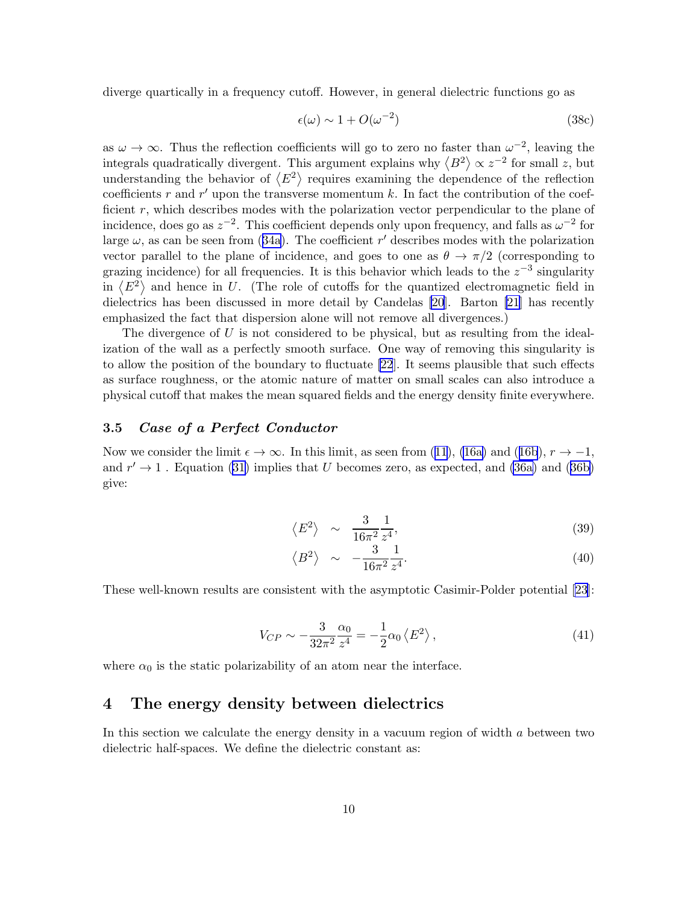diverge quartically in a frequency cutoff. However, in general dielectric functions go as

$$\epsilon(\omega) \sim 1 + O(\omega^{-2}) \tag{38c}$$

as $\omega \to \infty$. Thus the reflection coefficients will go to zero no faster than $\omega^{-2}$, leaving the integrals quadratically divergent. This argument explains why $\langle B^2 \rangle \propto z^{-2}$ for small $z$, but understanding the behavior of $\langle E^2 \rangle$ requires examining the dependence of the reflection coefficients $r$ and $r'$ upon the transverse momentum $k$. In fact the contribution of the coefficient $r$, which describes modes with the polarization vector perpendicular to the plane of incidence, does go as $z^{-2}$. This coefficient depends only upon frequency, and falls as $\omega^{-2}$ for large $\omega$, as can be seen from (34a). The coefficient $r'$ describes modes with the polarization vector parallel to the plane of incidence, and goes to one as $\theta \to \pi/2$ (corresponding to grazing incidence) for all frequencies. It is this behavior which leads to the $z^{-3}$ singularity in $\langle E^2 \rangle$ and hence in $U$. (The role of cutoffs for the quantized electromagnetic field in dielectrics has been discussed in more detail by Candelas [20]. Barton [21] has recently emphasized the fact that dispersion alone will not remove all divergences.)

The divergence of $U$ is not considered to be physical, but as resulting from the idealization of the wall as a perfectly smooth surface. One way of removing this singularity is to allow the position of the boundary to fluctuate [22]. It seems plausible that such effects as surface roughness, or the atomic nature of matter on small scales can also introduce a physical cutoff that makes the mean squared fields and the energy density finite everywhere.

### 3.5 *Case of a Perfect Conductor*

Now we consider the limit $\epsilon \to \infty$. In this limit, as seen from (11), (16a) and (16b), $r \to -1$, and $r' \to 1$ . Equation (31) implies that $U$ becomes zero, as expected, and (36a) and (36b) give:

$$\langle E^2 \rangle \sim \frac{3}{16\pi^2}\frac{1}{z^4}, \tag{39}$$

$$\langle B^2 \rangle \sim -\frac{3}{16\pi^2}\frac{1}{z^4}. \tag{40}$$

These well-known results are consistent with the asymptotic Casimir-Polder potential [23]:

$$V_{CP} \sim -\frac{3}{32\pi^2}\frac{\alpha_0}{z^4} = -\frac{1}{2}\alpha_0 \langle E^2 \rangle, \tag{41}$$

where $\alpha_0$ is the static polarizability of an atom near the interface.

## 4 The energy density between dielectrics

In this section we calculate the energy density in a vacuum region of width $a$ between two dielectric half-spaces. We define the dielectric constant as: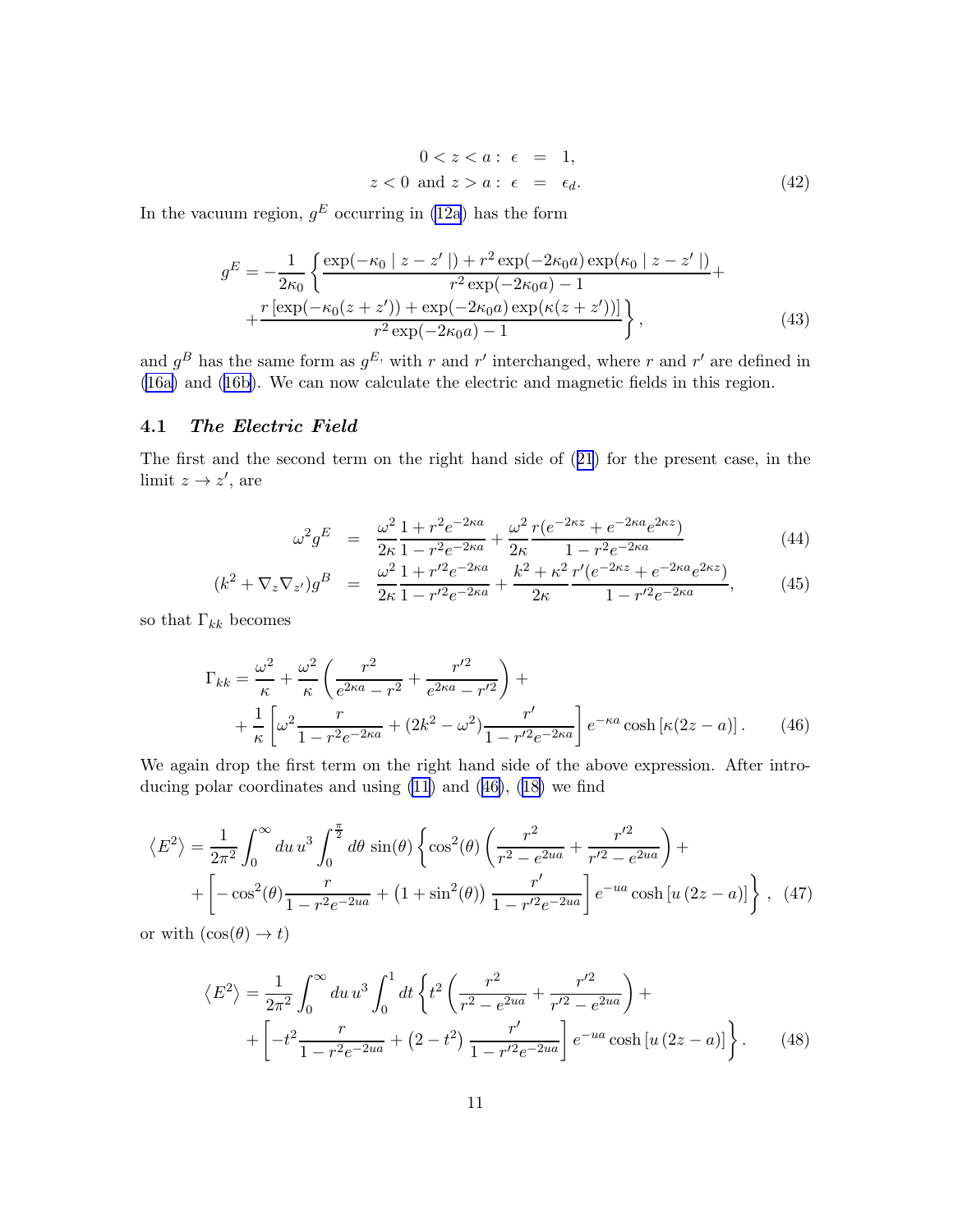$$
\begin{aligned}
0 < z < a: \; \epsilon &= 1, \\
z < 0 \text{ and } z > a: \; \epsilon &= \epsilon_d.
\end{aligned} \tag{42}
$$

In the vacuum region, $g^E$ occurring in (12a) has the form

$$
\begin{aligned}
g^E = -\frac{1}{2\kappa_0} \Bigg\{ & \frac{\exp(-\kappa_0 \mid z - z' \mid) + r^2 \exp(-2\kappa_0 a) \exp(\kappa_0 \mid z - z' \mid)}{r^2 \exp(-2\kappa_0 a) - 1} + \\
& + \frac{r \left[\exp(-\kappa_0 (z + z')) + \exp(-2\kappa_0 a) \exp(\kappa (z + z'))\right]}{r^2 \exp(-2\kappa_0 a) - 1} \Bigg\},
\end{aligned} \tag{43}
$$

and $g^B$ has the same form as $g^{E,}$ with $r$ and $r'$ interchanged, where $r$ and $r'$ are defined in (16a) and (16b). We can now calculate the electric and magnetic fields in this region.

### 4.1 *The Electric Field*

The first and the second term on the right hand side of (21) for the present case, in the limit $z \to z'$, are

$$
\begin{aligned}
\omega^2 g^E &= \frac{\omega^2}{2\kappa} \frac{1 + r^2 e^{-2\kappa a}}{1 - r^2 e^{-2\kappa a}} + \frac{\omega^2}{2\kappa} \frac{r (e^{-2\kappa z} + e^{-2\kappa a} e^{2\kappa z})}{1 - r^2 e^{-2\kappa a}} && (44) \\
(k^2 + \nabla_z \nabla_{z'}) g^B &= \frac{\omega^2}{2\kappa} \frac{1 + r'^2 e^{-2\kappa a}}{1 - r'^2 e^{-2\kappa a}} + \frac{k^2 + \kappa^2}{2\kappa} \frac{r' (e^{-2\kappa z} + e^{-2\kappa a} e^{2\kappa z})}{1 - r'^2 e^{-2\kappa a}}, && (45)
\end{aligned}
$$

so that $\Gamma_{kk}$ becomes

$$
\begin{aligned}
\Gamma_{kk} = & \frac{\omega^2}{\kappa} + \frac{\omega^2}{\kappa} \left( \frac{r^2}{e^{2\kappa a} - r^2} + \frac{r'^2}{e^{2\kappa a} - r'^2} \right) + \\
& + \frac{1}{\kappa} \left[ \omega^2 \frac{r}{1 - r^2 e^{-2\kappa a}} + (2k^2 - \omega^2) \frac{r'}{1 - r'^2 e^{-2\kappa a}} \right] e^{-\kappa a} \cosh\left[\kappa (2z - a)\right].
\end{aligned} \tag{46}
$$

We again drop the first term on the right hand side of the above expression. After introducing polar coordinates and using (11) and (46), (18) we find

$$
\begin{aligned}
\left\langle E^2 \right\rangle = & \frac{1}{2\pi^2} \int_0^\infty du \, u^3 \int_0^{\frac{\pi}{2}} d\theta \, \sin(\theta) \Bigg\{ \cos^2(\theta) \left( \frac{r^2}{r^2 - e^{2ua}} + \frac{r'^2}{r'^2 - e^{2ua}} \right) + \\
& + \left[ -\cos^2(\theta) \frac{r}{1 - r^2 e^{-2ua}} + \left(1 + \sin^2(\theta)\right) \frac{r'}{1 - r'^2 e^{-2ua}} \right] e^{-ua} \cosh\left[u \left(2z - a\right)\right] \Bigg\},
\end{aligned} \tag{47}
$$

or with $(\cos(\theta) \to t)$

$$
\begin{aligned}
\left\langle E^2 \right\rangle = & \frac{1}{2\pi^2} \int_0^\infty du \, u^3 \int_0^1 dt \Bigg\{ t^2 \left( \frac{r^2}{r^2 - e^{2ua}} + \frac{r'^2}{r'^2 - e^{2ua}} \right) + \\
& + \left[ -t^2 \frac{r}{1 - r^2 e^{-2ua}} + \left(2 - t^2\right) \frac{r'}{1 - r'^2 e^{-2ua}} \right] e^{-ua} \cosh\left[u \left(2z - a\right)\right] \Bigg\}.
\end{aligned} \tag{48}
$$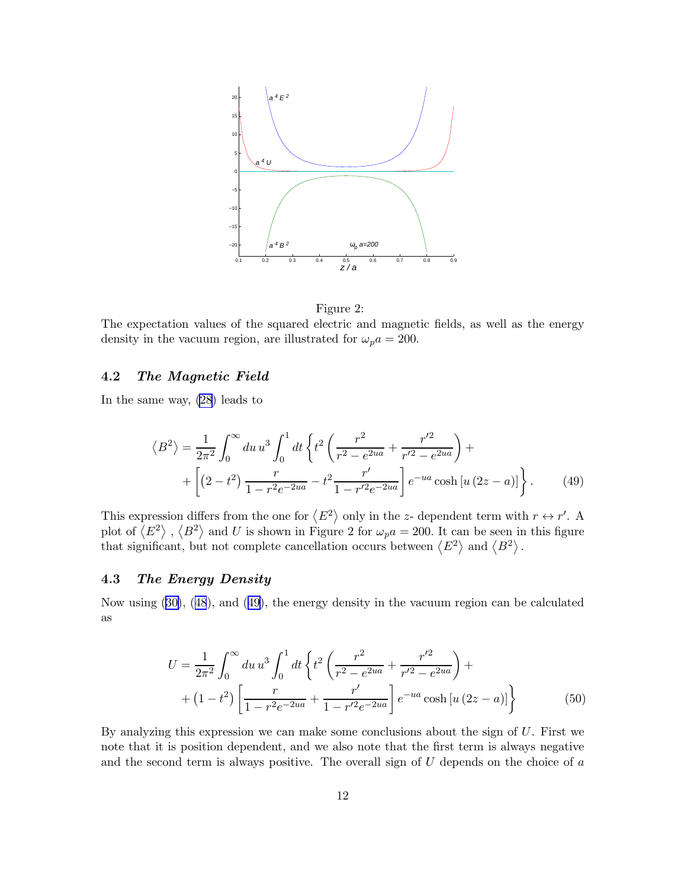Figure 2:
The expectation values of the squared electric and magnetic fields, as well as the energy density in the vacuum region, are illustrated for $\omega_p a = 200$.

### 4.2 *The Magnetic Field*

In the same way, (28) leads to

$$\left\langle B^2 \right\rangle = \frac{1}{2\pi^2} \int_0^\infty du\, u^3 \int_0^1 dt \left\{ t^2 \left( \frac{r^2}{r^2 - e^{2ua}} + \frac{r'^2}{r'^2 - e^{2ua}} \right) + \right.$$
$$\left. + \left[ \left(2 - t^2\right) \frac{r}{1 - r^2 e^{-2ua}} - t^2 \frac{r'}{1 - r'^2 e^{-2ua}} \right] e^{-ua} \cosh\left[u\left(2z - a\right)\right] \right\}. \tag{49}$$

This expression differs from the one for $\left\langle E^2 \right\rangle$ only in the $z$- dependent term with $r \leftrightarrow r'$. A plot of $\left\langle E^2 \right\rangle$ , $\left\langle B^2 \right\rangle$ and $U$ is shown in Figure 2 for $\omega_p a = 200$. It can be seen in this figure that significant, but not complete cancellation occurs between $\left\langle E^2 \right\rangle$ and $\left\langle B^2 \right\rangle$.

### 4.3 *The Energy Density*

Now using (30), (48), and (49), the energy density in the vacuum region can be calculated as

$$U = \frac{1}{2\pi^2} \int_0^\infty du\, u^3 \int_0^1 dt \left\{ t^2 \left( \frac{r^2}{r^2 - e^{2ua}} + \frac{r'^2}{r'^2 - e^{2ua}} \right) + \right.$$
$$\left. + \left(1 - t^2\right) \left[ \frac{r}{1 - r^2 e^{-2ua}} + \frac{r'}{1 - r'^2 e^{-2ua}} \right] e^{-ua} \cosh\left[u\left(2z - a\right)\right] \right\} \tag{50}$$

By analyzing this expression we can make some conclusions about the sign of $U$. First we note that it is position dependent, and we also note that the first term is always negative and the second term is always positive. The overall sign of $U$ depends on the choice of $a$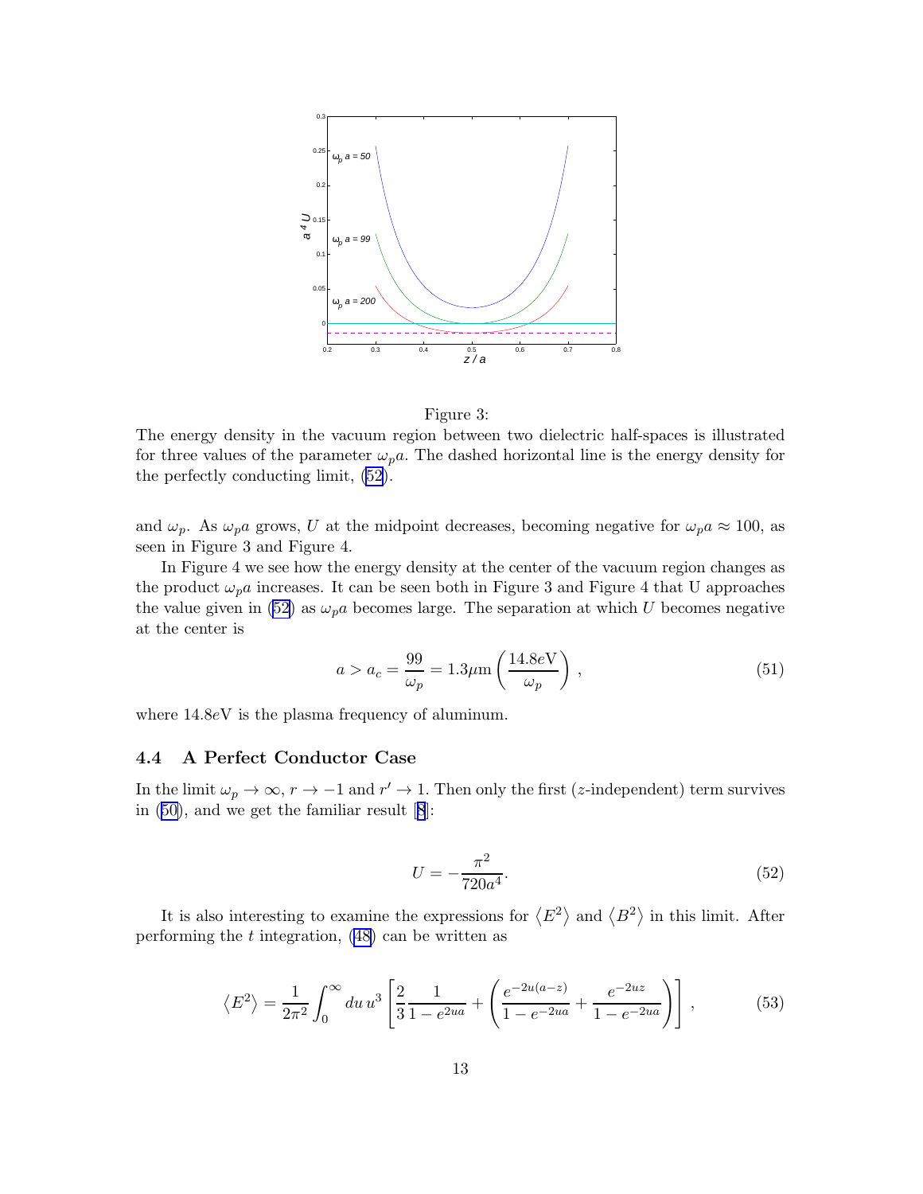Figure 3:
The energy density in the vacuum region between two dielectric half-spaces is illustrated for three values of the parameter $\omega_p a$. The dashed horizontal line is the energy density for the perfectly conducting limit, (52).

and $\omega_p$. As $\omega_p a$ grows, $U$ at the midpoint decreases, becoming negative for $\omega_p a \approx 100$, as seen in Figure 3 and Figure 4.

In Figure 4 we see how the energy density at the center of the vacuum region changes as the product $\omega_p a$ increases. It can be seen both in Figure 3 and Figure 4 that U approaches the value given in (52) as $\omega_p a$ becomes large. The separation at which $U$ becomes negative at the center is

$$a > a_c = \frac{99}{\omega_p} = 1.3\mu\text{m}\left(\frac{14.8e\text{V}}{\omega_p}\right), \tag{51}$$

where $14.8e$V is the plasma frequency of aluminum.

### 4.4 A Perfect Conductor Case

In the limit $\omega_p \to \infty$, $r \to -1$ and $r' \to 1$. Then only the first ($z$-independent) term survives in (50), and we get the familiar result [8]:

$$U = -\frac{\pi^2}{720a^4}. \tag{52}$$

It is also interesting to examine the expressions for $\langle E^2 \rangle$ and $\langle B^2 \rangle$ in this limit. After performing the $t$ integration, (48) can be written as

$$\langle E^2 \rangle = \frac{1}{2\pi^2}\int_0^\infty du\, u^3 \left[\frac{2}{3}\frac{1}{1-e^{2ua}} + \left(\frac{e^{-2u(a-z)}}{1-e^{-2ua}} + \frac{e^{-2uz}}{1-e^{-2ua}}\right)\right], \tag{53}$$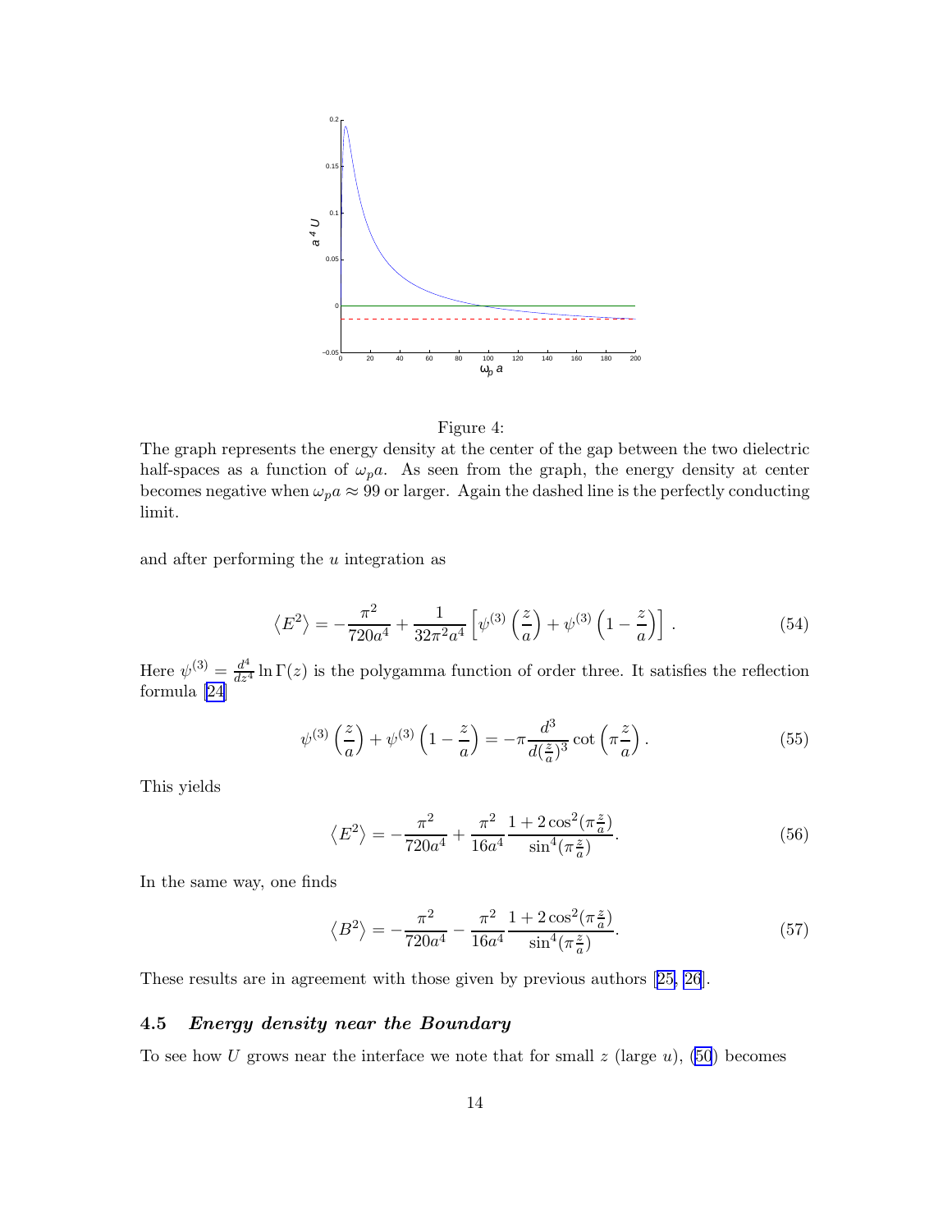Figure 4:

The graph represents the energy density at the center of the gap between the two dielectric half-spaces as a function of $\omega_p a$. As seen from the graph, the energy density at center becomes negative when $\omega_p a \approx 99$ or larger. Again the dashed line is the perfectly conducting limit.

and after performing the $u$ integration as

$$\langle E^2 \rangle = -\frac{\pi^2}{720a^4} + \frac{1}{32\pi^2 a^4}\left[\psi^{(3)}\left(\frac{z}{a}\right) + \psi^{(3)}\left(1 - \frac{z}{a}\right)\right] . \tag{54}$$

Here $\psi^{(3)} = \frac{d^4}{dz^4}\ln\Gamma(z)$ is the polygamma function of order three. It satisfies the reflection formula [24]

$$\psi^{(3)}\left(\frac{z}{a}\right) + \psi^{(3)}\left(1 - \frac{z}{a}\right) = -\pi \frac{d^3}{d(\frac{z}{a})^3}\cot\left(\pi\frac{z}{a}\right). \tag{55}$$

This yields

$$\langle E^2 \rangle = -\frac{\pi^2}{720a^4} + \frac{\pi^2}{16a^4}\frac{1 + 2\cos^2(\pi\frac{z}{a})}{\sin^4(\pi\frac{z}{a})}. \tag{56}$$

In the same way, one finds

$$\langle B^2 \rangle = -\frac{\pi^2}{720a^4} - \frac{\pi^2}{16a^4}\frac{1 + 2\cos^2(\pi\frac{z}{a})}{\sin^4(\pi\frac{z}{a})}. \tag{57}$$

These results are in agreement with those given by previous authors [25, 26].

### 4.5 *Energy density near the Boundary*

To see how $U$ grows near the interface we note that for small $z$ (large $u$), (50) becomes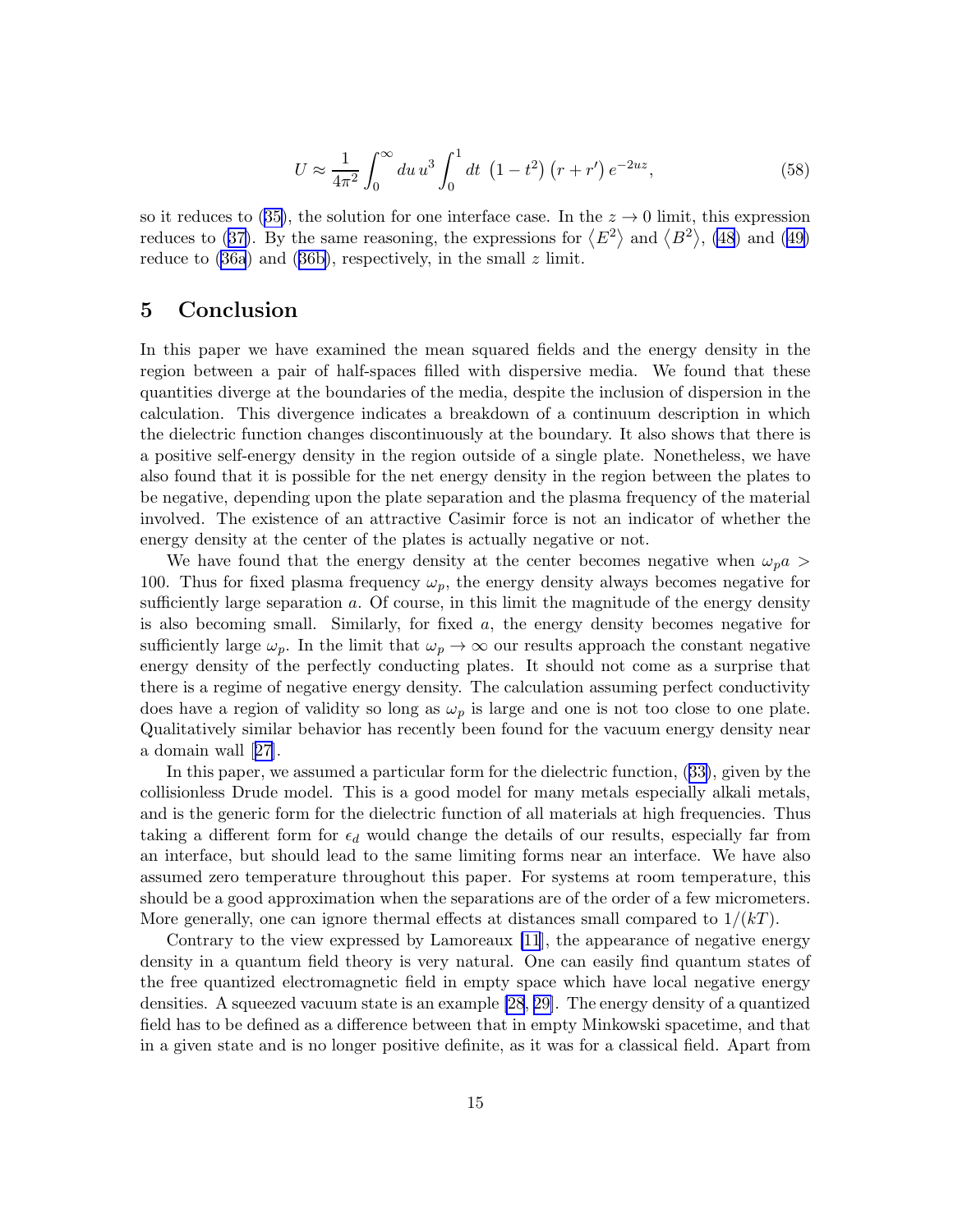$$U \approx \frac{1}{4\pi^2} \int_0^\infty du\, u^3 \int_0^1 dt\; \left(1 - t^2\right) \left(r + r'\right) e^{-2uz}, \tag{58}$$

so it reduces to (35), the solution for one interface case. In the $z \to 0$ limit, this expression reduces to (37). By the same reasoning, the expressions for $\langle E^2 \rangle$ and $\langle B^2 \rangle$, (48) and (49) reduce to (36a) and (36b), respectively, in the small $z$ limit.

## 5 Conclusion

In this paper we have examined the mean squared fields and the energy density in the region between a pair of half-spaces filled with dispersive media. We found that these quantities diverge at the boundaries of the media, despite the inclusion of dispersion in the calculation. This divergence indicates a breakdown of a continuum description in which the dielectric function changes discontinuously at the boundary. It also shows that there is a positive self-energy density in the region outside of a single plate. Nonetheless, we have also found that it is possible for the net energy density in the region between the plates to be negative, depending upon the plate separation and the plasma frequency of the material involved. The existence of an attractive Casimir force is not an indicator of whether the energy density at the center of the plates is actually negative or not.

We have found that the energy density at the center becomes negative when $\omega_p a > 100$. Thus for fixed plasma frequency $\omega_p$, the energy density always becomes negative for sufficiently large separation $a$. Of course, in this limit the magnitude of the energy density is also becoming small. Similarly, for fixed $a$, the energy density becomes negative for sufficiently large $\omega_p$. In the limit that $\omega_p \to \infty$ our results approach the constant negative energy density of the perfectly conducting plates. It should not come as a surprise that there is a regime of negative energy density. The calculation assuming perfect conductivity does have a region of validity so long as $\omega_p$ is large and one is not too close to one plate. Qualitatively similar behavior has recently been found for the vacuum energy density near a domain wall [27].

In this paper, we assumed a particular form for the dielectric function, (33), given by the collisionless Drude model. This is a good model for many metals especially alkali metals, and is the generic form for the dielectric function of all materials at high frequencies. Thus taking a different form for $\epsilon_d$ would change the details of our results, especially far from an interface, but should lead to the same limiting forms near an interface. We have also assumed zero temperature throughout this paper. For systems at room temperature, this should be a good approximation when the separations are of the order of a few micrometers. More generally, one can ignore thermal effects at distances small compared to $1/(kT)$.

Contrary to the view expressed by Lamoreaux [11], the appearance of negative energy density in a quantum field theory is very natural. One can easily find quantum states of the free quantized electromagnetic field in empty space which have local negative energy densities. A squeezed vacuum state is an example [28, 29]. The energy density of a quantized field has to be defined as a difference between that in empty Minkowski spacetime, and that in a given state and is no longer positive definite, as it was for a classical field. Apart from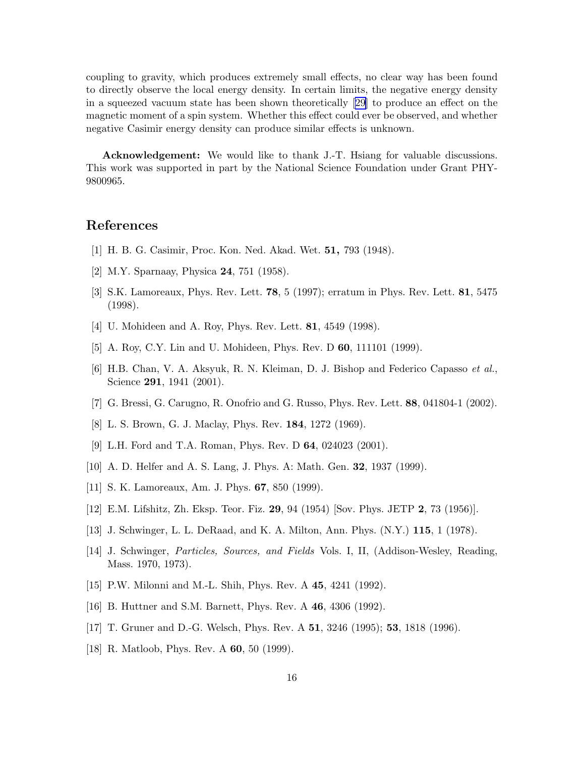coupling to gravity, which produces extremely small effects, no clear way has been found to directly observe the local energy density. In certain limits, the negative energy density in a squeezed vacuum state has been shown theoretically [29] to produce an effect on the magnetic moment of a spin system. Whether this effect could ever be observed, and whether negative Casimir energy density can produce similar effects is unknown.

**Acknowledgement:** We would like to thank J.-T. Hsiang for valuable discussions. This work was supported in part by the National Science Foundation under Grant PHY-9800965.

## References

[1] H. B. G. Casimir, Proc. Kon. Ned. Akad. Wet. **51,** 793 (1948).

[2] M.Y. Sparnaay, Physica **24**, 751 (1958).

[3] S.K. Lamoreaux, Phys. Rev. Lett. **78**, 5 (1997); erratum in Phys. Rev. Lett. **81**, 5475 (1998).

[4] U. Mohideen and A. Roy, Phys. Rev. Lett. **81**, 4549 (1998).

[5] A. Roy, C.Y. Lin and U. Mohideen, Phys. Rev. D **60**, 111101 (1999).

[6] H.B. Chan, V. A. Aksyuk, R. N. Kleiman, D. J. Bishop and Federico Capasso *et al.*, Science **291**, 1941 (2001).

[7] G. Bressi, G. Carugno, R. Onofrio and G. Russo, Phys. Rev. Lett. **88**, 041804-1 (2002).

[8] L. S. Brown, G. J. Maclay, Phys. Rev. **184**, 1272 (1969).

[9] L.H. Ford and T.A. Roman, Phys. Rev. D **64**, 024023 (2001).

[10] A. D. Helfer and A. S. Lang, J. Phys. A: Math. Gen. **32**, 1937 (1999).

[11] S. K. Lamoreaux, Am. J. Phys. **67**, 850 (1999).

[12] E.M. Lifshitz, Zh. Eksp. Teor. Fiz. **29**, 94 (1954) [Sov. Phys. JETP **2**, 73 (1956)].

[13] J. Schwinger, L. L. DeRaad, and K. A. Milton, Ann. Phys. (N.Y.) **115**, 1 (1978).

[14] J. Schwinger, *Particles, Sources, and Fields* Vols. I, II, (Addison-Wesley, Reading, Mass. 1970, 1973).

[15] P.W. Milonni and M.-L. Shih, Phys. Rev. A **45**, 4241 (1992).

[16] B. Huttner and S.M. Barnett, Phys. Rev. A **46**, 4306 (1992).

[17] T. Gruner and D.-G. Welsch, Phys. Rev. A **51**, 3246 (1995); **53**, 1818 (1996).

[18] R. Matloob, Phys. Rev. A **60**, 50 (1999).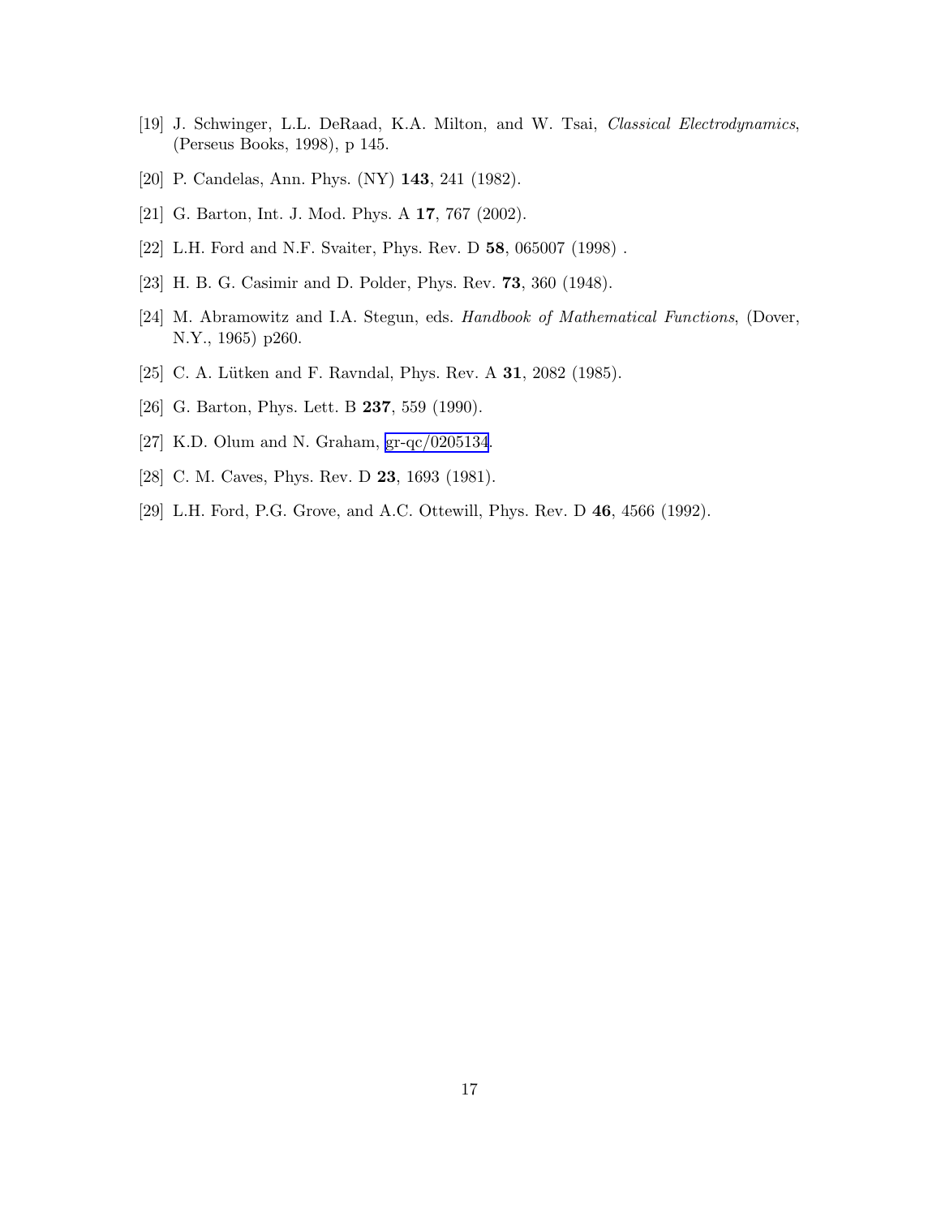[19] J. Schwinger, L.L. DeRaad, K.A. Milton, and W. Tsai, *Classical Electrodynamics*, (Perseus Books, 1998), p 145.

[20] P. Candelas, Ann. Phys. (NY) **143**, 241 (1982).

[21] G. Barton, Int. J. Mod. Phys. A **17**, 767 (2002).

[22] L.H. Ford and N.F. Svaiter, Phys. Rev. D **58**, 065007 (1998) .

[23] H. B. G. Casimir and D. Polder, Phys. Rev. **73**, 360 (1948).

[24] M. Abramowitz and I.A. Stegun, eds. *Handbook of Mathematical Functions*, (Dover, N.Y., 1965) p260.

[25] C. A. Lütken and F. Ravndal, Phys. Rev. A **31**, 2082 (1985).

[26] G. Barton, Phys. Lett. B **237**, 559 (1990).

[27] K.D. Olum and N. Graham, gr-qc/0205134.

[28] C. M. Caves, Phys. Rev. D **23**, 1693 (1981).

[29] L.H. Ford, P.G. Grove, and A.C. Ottewill, Phys. Rev. D **46**, 4566 (1992).